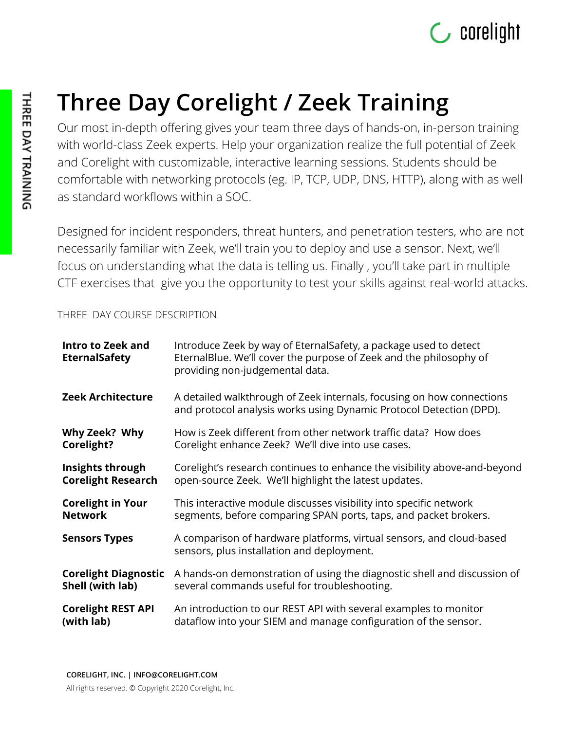# Three Day Corelight / Zeek Training

Our most in-depth offering gives your team three days of hands-on, in-person training with world-class Zeek experts. Help your organization realize the full potential of Zeek and Corelight with customizable, interactive learning sessions. Students should be comfortable with networking protocols (eg. IP, TCP, UDP, DNS, HTTP), along with as well as standard workflows within a SOC.

Designed for incident responders, threat hunters, and penetration testers, who are not necessarily familiar with Zeek, we'll train you to deploy and use a sensor. Next, we'll focus on understanding what the data is telling us. Finally , you'll take part in multiple CTF exercises that give you the opportunity to test your skills against real-world attacks.

THREE DAY COURSE DESCRIPTION

| | |
|---|---|
| **Intro to Zeek and EternalSafety** | Introduce Zeek by way of EternalSafety, a package used to detect EternalBlue. We'll cover the purpose of Zeek and the philosophy of providing non-judgemental data. |
| **Zeek Architecture** | A detailed walkthrough of Zeek internals, focusing on how connections and protocol analysis works using Dynamic Protocol Detection (DPD). |
| **Why Zeek? Why Corelight?** | How is Zeek different from other network traffic data? How does Corelight enhance Zeek? We'll dive into use cases. |
| **Insights through Corelight Research** | Corelight's research continues to enhance the visibility above-and-beyond open-source Zeek. We'll highlight the latest updates. |
| **Corelight in Your Network** | This interactive module discusses visibility into specific network segments, before comparing SPAN ports, taps, and packet brokers. |
| **Sensors Types** | A comparison of hardware platforms, virtual sensors, and cloud-based sensors, plus installation and deployment. |
| **Corelight Diagnostic Shell (with lab)** | A hands-on demonstration of using the diagnostic shell and discussion of several commands useful for troubleshooting. |
| **Corelight REST API (with lab)** | An introduction to our REST API with several examples to monitor dataflow into your SIEM and manage configuration of the sensor. |

**CORELIGHT, INC. | INFO@CORELIGHT.COM**

All rights reserved. © Copyright 2020 Corelight, Inc.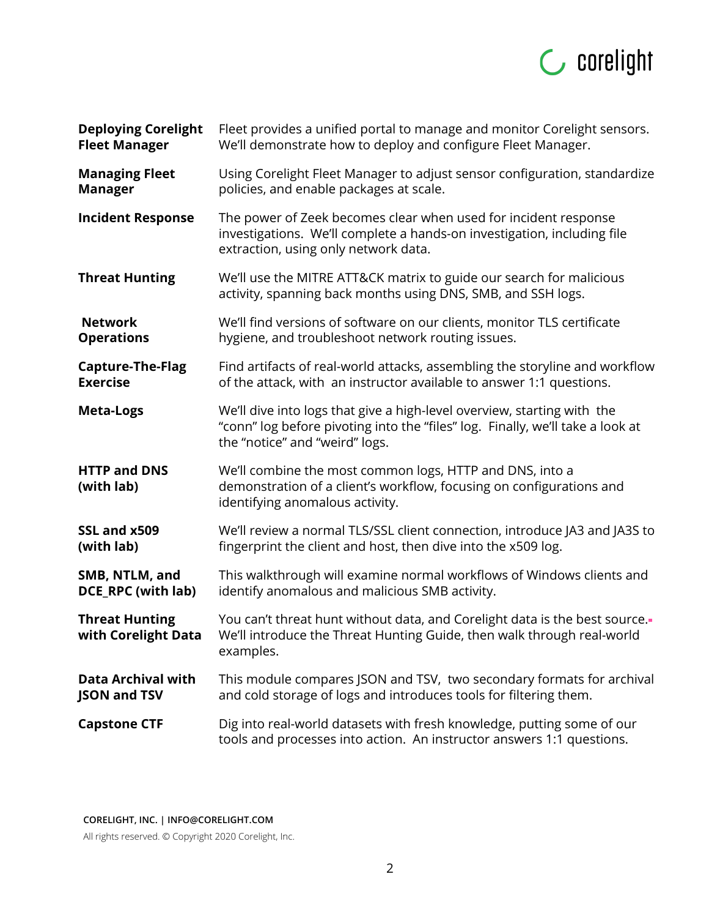| | |
|---|---|
| **Deploying Corelight Fleet Manager** | Fleet provides a unified portal to manage and monitor Corelight sensors. We'll demonstrate how to deploy and configure Fleet Manager. |
| **Managing Fleet Manager** | Using Corelight Fleet Manager to adjust sensor configuration, standardize policies, and enable packages at scale. |
| **Incident Response** | The power of Zeek becomes clear when used for incident response investigations. We'll complete a hands-on investigation, including file extraction, using only network data. |
| **Threat Hunting** | We'll use the MITRE ATT&CK matrix to guide our search for malicious activity, spanning back months using DNS, SMB, and SSH logs. |
| **Network Operations** | We'll find versions of software on our clients, monitor TLS certificate hygiene, and troubleshoot network routing issues. |
| **Capture-The-Flag Exercise** | Find artifacts of real-world attacks, assembling the storyline and workflow of the attack, with an instructor available to answer 1:1 questions. |
| **Meta-Logs** | We'll dive into logs that give a high-level overview, starting with the "conn" log before pivoting into the "files" log. Finally, we'll take a look at the "notice" and "weird" logs. |
| **HTTP and DNS (with lab)** | We'll combine the most common logs, HTTP and DNS, into a demonstration of a client's workflow, focusing on configurations and identifying anomalous activity. |
| **SSL and x509 (with lab)** | We'll review a normal TLS/SSL client connection, introduce JA3 and JA3S to fingerprint the client and host, then dive into the x509 log. |
| **SMB, NTLM, and DCE_RPC (with lab)** | This walkthrough will examine normal workflows of Windows clients and identify anomalous and malicious SMB activity. |
| **Threat Hunting with Corelight Data** | You can't threat hunt without data, and Corelight data is the best source. We'll introduce the Threat Hunting Guide, then walk through real-world examples. |
| **Data Archival with JSON and TSV** | This module compares JSON and TSV, two secondary formats for archival and cold storage of logs and introduces tools for filtering them. |
| **Capstone CTF** | Dig into real-world datasets with fresh knowledge, putting some of our tools and processes into action. An instructor answers 1:1 questions. |

**CORELIGHT, INC. | INFO@CORELIGHT.COM**

All rights reserved. © Copyright 2020 Corelight, Inc.